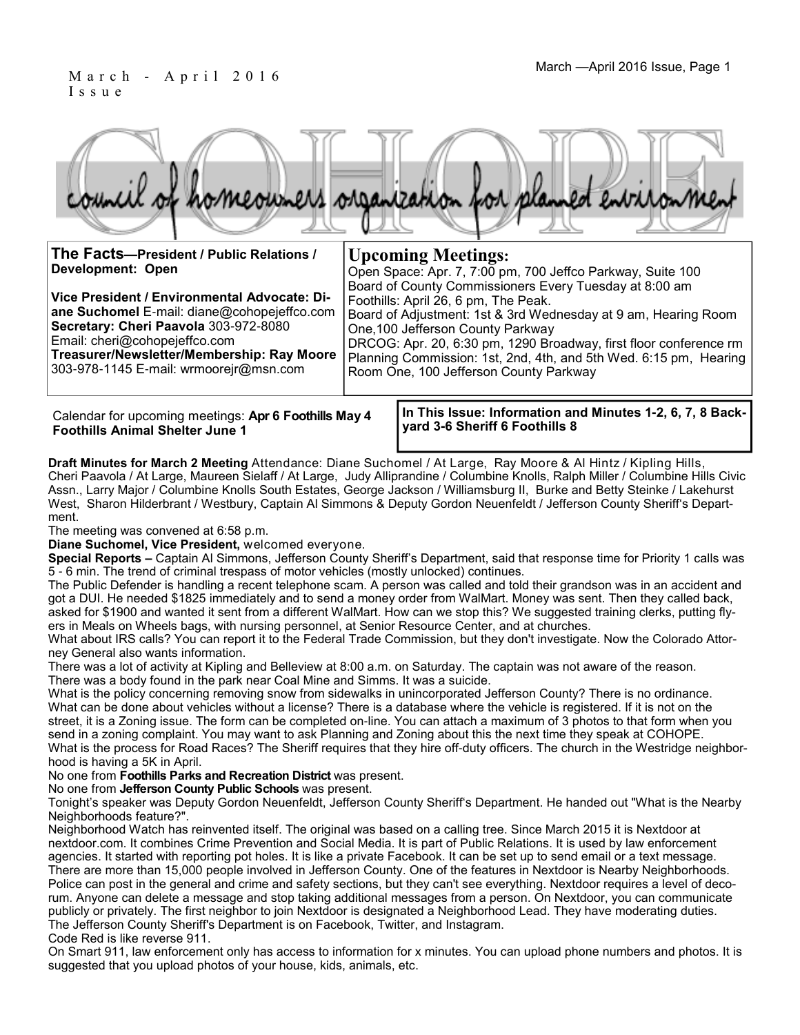March - April 2016 Issue

# COHOPE

council of homeowners organization for planned environment

**The Facts—President / Public Relations / Development: Open**

**Vice President / Environmental Advocate: Diane Suchomel** E-mail: diane@cohopejeffco.com
**Secretary: Cheri Paavola** 303-972-8080
Email: cheri@cohopejeffco.com
**Treasurer/Newsletter/Membership: Ray Moore** 303-978-1145 E-mail: wrmoorejr@msn.com

## Upcoming Meetings:

Open Space: Apr. 7, 7:00 pm, 700 Jeffco Parkway, Suite 100
Board of County Commissioners Every Tuesday at 8:00 am
Foothills: April 26, 6 pm, The Peak.
Board of Adjustment: 1st & 3rd Wednesday at 9 am, Hearing Room One,100 Jefferson County Parkway
DRCOG: Apr. 20, 6:30 pm, 1290 Broadway, first floor conference rm
Planning Commission: 1st, 2nd, 4th, and 5th Wed. 6:15 pm, Hearing Room One, 100 Jefferson County Parkway

Calendar for upcoming meetings: **Apr 6 Foothills May 4 Foothills Animal Shelter June 1**

**In This Issue: Information and Minutes 1-2, 6, 7, 8 Backyard 3-6 Sheriff 6 Foothills 8**

**Draft Minutes for March 2 Meeting** Attendance: Diane Suchomel / At Large, Ray Moore & Al Hintz / Kipling Hills, Cheri Paavola / At Large, Maureen Sielaff / At Large, Judy Alliprandine / Columbine Knolls, Ralph Miller / Columbine Hills Civic Assn., Larry Major / Columbine Knolls South Estates, George Jackson / Williamsburg II, Burke and Betty Steinke / Lakehurst West, Sharon Hilderbrant / Westbury, Captain Al Simmons & Deputy Gordon Neuenfeldt / Jefferson County Sheriff's Department.

The meeting was convened at 6:58 p.m.

**Diane Suchomel, Vice President,** welcomed everyone.

**Special Reports –** Captain Al Simmons, Jefferson County Sheriff's Department, said that response time for Priority 1 calls was 5 - 6 min. The trend of criminal trespass of motor vehicles (mostly unlocked) continues.

The Public Defender is handling a recent telephone scam. A person was called and told their grandson was in an accident and got a DUI. He needed $1825 immediately and to send a money order from WalMart. Money was sent. Then they called back, asked for $1900 and wanted it sent from a different WalMart. How can we stop this? We suggested training clerks, putting flyers in Meals on Wheels bags, with nursing personnel, at Senior Resource Center, and at churches.

What about IRS calls? You can report it to the Federal Trade Commission, but they don't investigate. Now the Colorado Attorney General also wants information.

There was a lot of activity at Kipling and Belleview at 8:00 a.m. on Saturday. The captain was not aware of the reason.

There was a body found in the park near Coal Mine and Simms. It was a suicide.

What is the policy concerning removing snow from sidewalks in unincorporated Jefferson County? There is no ordinance.

What can be done about vehicles without a license? There is a database where the vehicle is registered. If it is not on the street, it is a Zoning issue. The form can be completed on-line. You can attach a maximum of 3 photos to that form when you send in a zoning complaint. You may want to ask Planning and Zoning about this the next time they speak at COHOPE.

What is the process for Road Races? The Sheriff requires that they hire off-duty officers. The church in the Westridge neighborhood is having a 5K in April.

No one from **Foothills Parks and Recreation District** was present.

No one from **Jefferson County Public Schools** was present.

Tonight's speaker was Deputy Gordon Neuenfeldt, Jefferson County Sheriff's Department. He handed out "What is the Nearby Neighborhoods feature?".

Neighborhood Watch has reinvented itself. The original was based on a calling tree. Since March 2015 it is Nextdoor at nextdoor.com. It combines Crime Prevention and Social Media. It is part of Public Relations. It is used by law enforcement agencies. It started with reporting pot holes. It is like a private Facebook. It can be set up to send email or a text message. There are more than 15,000 people involved in Jefferson County. One of the features in Nextdoor is Nearby Neighborhoods. Police can post in the general and crime and safety sections, but they can't see everything. Nextdoor requires a level of decorum. Anyone can delete a message and stop taking additional messages from a person. On Nextdoor, you can communicate publicly or privately. The first neighbor to join Nextdoor is designated a Neighborhood Lead. They have moderating duties.

The Jefferson County Sheriff's Department is on Facebook, Twitter, and Instagram.

Code Red is like reverse 911.

On Smart 911, law enforcement only has access to information for x minutes. You can upload phone numbers and photos. It is suggested that you upload photos of your house, kids, animals, etc.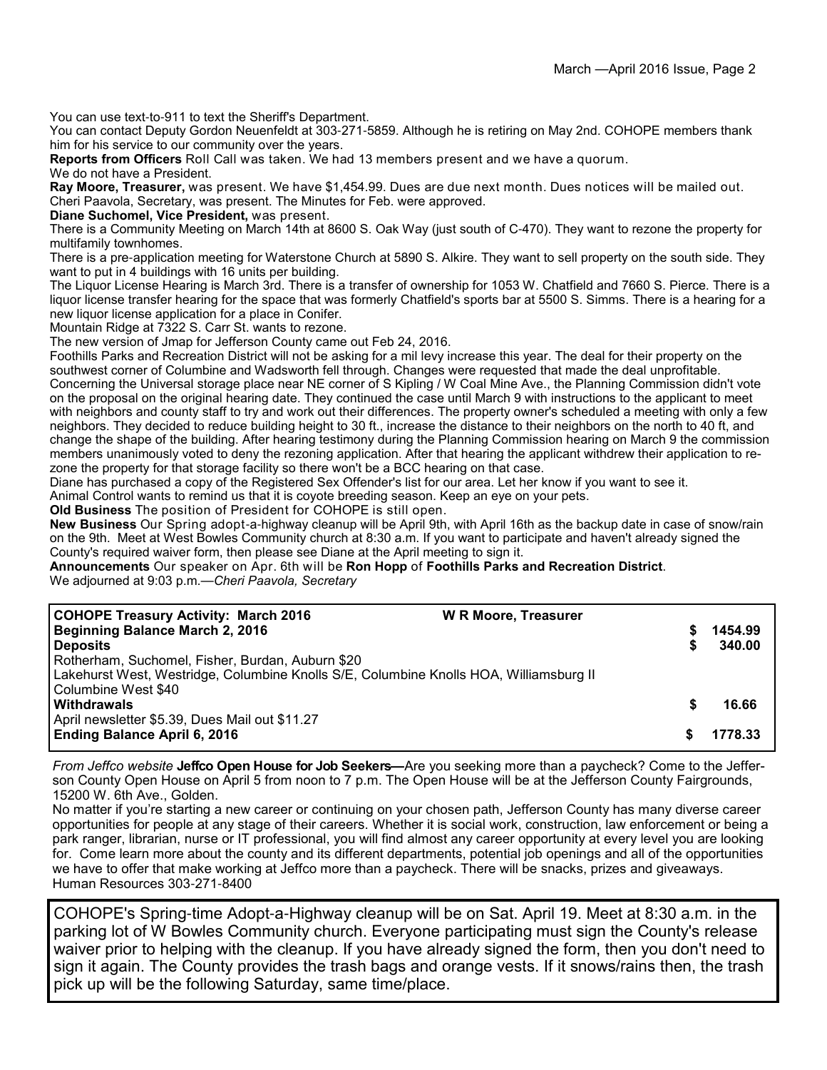You can use text-to-911 to text the Sheriff's Department.

You can contact Deputy Gordon Neuenfeldt at 303-271-5859. Although he is retiring on May 2nd. COHOPE members thank him for his service to our community over the years.

**Reports from Officers** Roll Call was taken. We had 13 members present and we have a quorum.

We do not have a President.

**Ray Moore, Treasurer,** was present. We have $1,454.99. Dues are due next month. Dues notices will be mailed out.

Cheri Paavola, Secretary, was present. The Minutes for Feb. were approved.

**Diane Suchomel, Vice President,** was present.

There is a Community Meeting on March 14th at 8600 S. Oak Way (just south of C-470). They want to rezone the property for multifamily townhomes.

There is a pre-application meeting for Waterstone Church at 5890 S. Alkire. They want to sell property on the south side. They want to put in 4 buildings with 16 units per building.

The Liquor License Hearing is March 3rd. There is a transfer of ownership for 1053 W. Chatfield and 7660 S. Pierce. There is a liquor license transfer hearing for the space that was formerly Chatfield's sports bar at 5500 S. Simms. There is a hearing for a new liquor license application for a place in Conifer.

Mountain Ridge at 7322 S. Carr St. wants to rezone.

The new version of Jmap for Jefferson County came out Feb 24, 2016.

Foothills Parks and Recreation District will not be asking for a mil levy increase this year. The deal for their property on the southwest corner of Columbine and Wadsworth fell through. Changes were requested that made the deal unprofitable.

Concerning the Universal storage place near NE corner of S Kipling / W Coal Mine Ave., the Planning Commission didn't vote on the proposal on the original hearing date. They continued the case until March 9 with instructions to the applicant to meet with neighbors and county staff to try and work out their differences. The property owner's scheduled a meeting with only a few neighbors. They decided to reduce building height to 30 ft., increase the distance to their neighbors on the north to 40 ft, and change the shape of the building. After hearing testimony during the Planning Commission hearing on March 9 the commission members unanimously voted to deny the rezoning application. After that hearing the applicant withdrew their application to re-zone the property for that storage facility so there won't be a BCC hearing on that case.

Diane has purchased a copy of the Registered Sex Offender's list for our area. Let her know if you want to see it.

Animal Control wants to remind us that it is coyote breeding season. Keep an eye on your pets.

**Old Business** The position of President for COHOPE is still open.

**New Business** Our Spring adopt-a-highway cleanup will be April 9th, with April 16th as the backup date in case of snow/rain on the 9th. Meet at West Bowles Community church at 8:30 a.m. If you want to participate and haven't already signed the County's required waiver form, then please see Diane at the April meeting to sign it.

**Announcements** Our speaker on Apr. 6th will be **Ron Hopp** of **Foothills Parks and Recreation District**.

We adjourned at 9:03 p.m.—*Cheri Paavola, Secretary*

| **COHOPE Treasury Activity: March 2016** | **W R Moore, Treasurer** | | |
|---|---|---|---|
| **Beginning Balance March 2, 2016** | | **$** | **1454.99** |
| **Deposits** | | **$** | **340.00** |
| Rotherham, Suchomel, Fisher, Burdan, Auburn $20 | | | |
| Lakehurst West, Westridge, Columbine Knolls S/E, Columbine Knolls HOA, Williamsburg II | | | |
| Columbine West $40 | | | |
| **Withdrawals** | | **$** | **16.66** |
| April newsletter $5.39, Dues Mail out $11.27 | | | |
| **Ending Balance April 6, 2016** | | **$** | **1778.33** |

*From Jeffco website* **Jeffco Open House for Job Seekers—**Are you seeking more than a paycheck? Come to the Jefferson County Open House on April 5 from noon to 7 p.m. The Open House will be at the Jefferson County Fairgrounds, 15200 W. 6th Ave., Golden.

No matter if you're starting a new career or continuing on your chosen path, Jefferson County has many diverse career opportunities for people at any stage of their careers. Whether it is social work, construction, law enforcement or being a park ranger, librarian, nurse or IT professional, you will find almost any career opportunity at every level you are looking for. Come learn more about the county and its different departments, potential job openings and all of the opportunities we have to offer that make working at Jeffco more than a paycheck. There will be snacks, prizes and giveaways. Human Resources 303-271-8400

COHOPE's Spring-time Adopt-a-Highway cleanup will be on Sat. April 19. Meet at 8:30 a.m. in the parking lot of W Bowles Community church. Everyone participating must sign the County's release waiver prior to helping with the cleanup. If you have already signed the form, then you don't need to sign it again. The County provides the trash bags and orange vests. If it snows/rains then, the trash pick up will be the following Saturday, same time/place.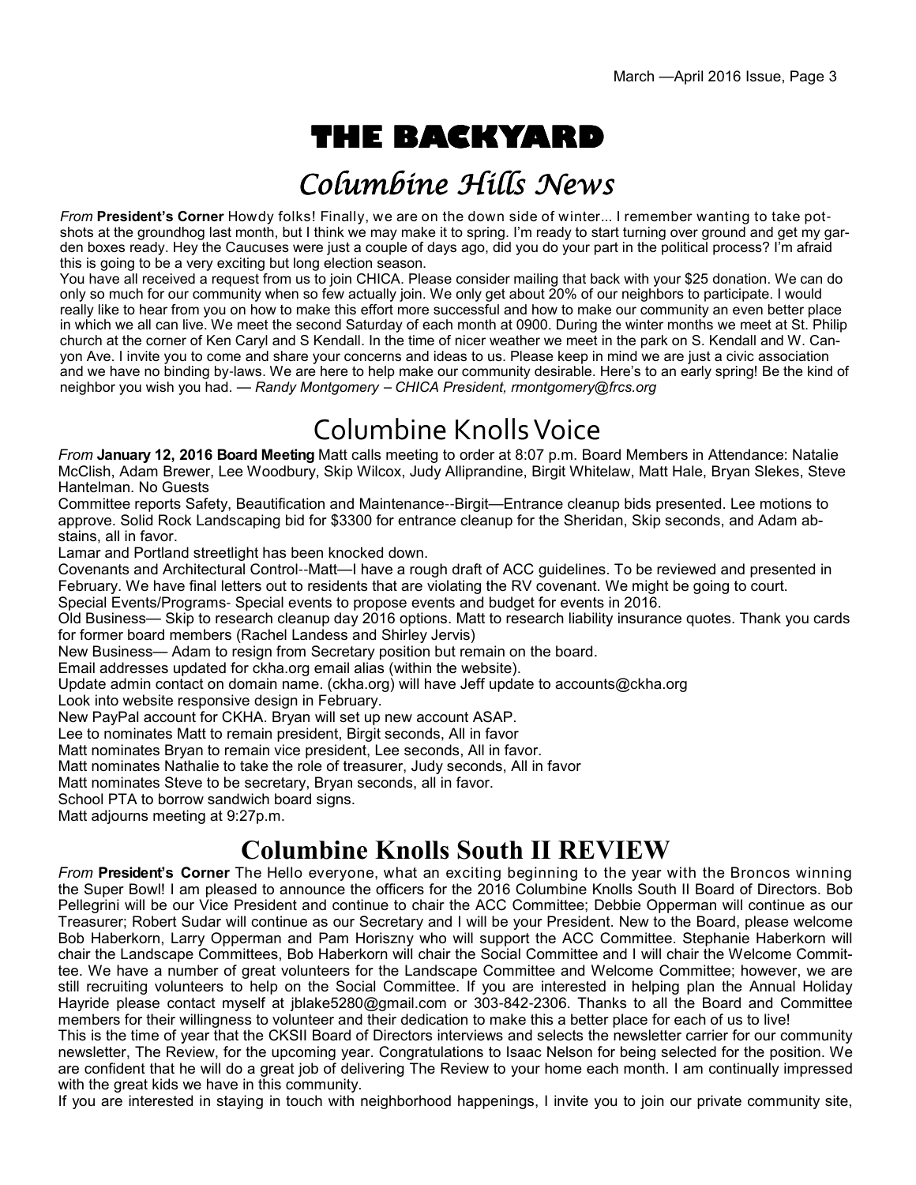# THE BACKYARD

## *Columbine Hills News*

*From* **President's Corner** Howdy folks! Finally, we are on the down side of winter... I remember wanting to take pot-shots at the groundhog last month, but I think we may make it to spring. I'm ready to start turning over ground and get my garden boxes ready. Hey the Caucuses were just a couple of days ago, did you do your part in the political process? I'm afraid this is going to be a very exciting but long election season.

You have all received a request from us to join CHICA. Please consider mailing that back with your $25 donation. We can do only so much for our community when so few actually join. We only get about 20% of our neighbors to participate. I would really like to hear from you on how to make this effort more successful and how to make our community an even better place in which we all can live. We meet the second Saturday of each month at 0900. During the winter months we meet at St. Philip church at the corner of Ken Caryl and S Kendall. In the time of nicer weather we meet in the park on S. Kendall and W. Canyon Ave. I invite you to come and share your concerns and ideas to us. Please keep in mind we are just a civic association and we have no binding by-laws. We are here to help make our community desirable. Here's to an early spring! Be the kind of neighbor you wish you had. — *Randy Montgomery – CHICA President, rmontgomery@frcs.org*

## Columbine Knolls Voice

*From* **January 12, 2016 Board Meeting** Matt calls meeting to order at 8:07 p.m. Board Members in Attendance: Natalie McClish, Adam Brewer, Lee Woodbury, Skip Wilcox, Judy Alliprandine, Birgit Whitelaw, Matt Hale, Bryan Slekes, Steve Hantelman. No Guests

Committee reports Safety, Beautification and Maintenance--Birgit—Entrance cleanup bids presented. Lee motions to approve. Solid Rock Landscaping bid for $3300 for entrance cleanup for the Sheridan, Skip seconds, and Adam abstains, all in favor.

Lamar and Portland streetlight has been knocked down.

Covenants and Architectural Control--Matt—I have a rough draft of ACC guidelines. To be reviewed and presented in February. We have final letters out to residents that are violating the RV covenant. We might be going to court.

Special Events/Programs- Special events to propose events and budget for events in 2016.

Old Business— Skip to research cleanup day 2016 options. Matt to research liability insurance quotes. Thank you cards for former board members (Rachel Landess and Shirley Jervis)

New Business— Adam to resign from Secretary position but remain on the board.

Email addresses updated for ckha.org email alias (within the website).

Update admin contact on domain name. (ckha.org) will have Jeff update to accounts@ckha.org

Look into website responsive design in February.

New PayPal account for CKHA. Bryan will set up new account ASAP.

Lee to nominates Matt to remain president, Birgit seconds, All in favor

Matt nominates Bryan to remain vice president, Lee seconds, All in favor.

Matt nominates Nathalie to take the role of treasurer, Judy seconds, All in favor

Matt nominates Steve to be secretary, Bryan seconds, all in favor.

School PTA to borrow sandwich board signs.

Matt adjourns meeting at 9:27p.m.

## Columbine Knolls South II REVIEW

*From* **President's Corner** The Hello everyone, what an exciting beginning to the year with the Broncos winning the Super Bowl! I am pleased to announce the officers for the 2016 Columbine Knolls South II Board of Directors. Bob Pellegrini will be our Vice President and continue to chair the ACC Committee; Debbie Opperman will continue as our Treasurer; Robert Sudar will continue as our Secretary and I will be your President. New to the Board, please welcome Bob Haberkorn, Larry Opperman and Pam Horiszny who will support the ACC Committee. Stephanie Haberkorn will chair the Landscape Committees, Bob Haberkorn will chair the Social Committee and I will chair the Welcome Committee. We have a number of great volunteers for the Landscape Committee and Welcome Committee; however, we are still recruiting volunteers to help on the Social Committee. If you are interested in helping plan the Annual Holiday Hayride please contact myself at jblake5280@gmail.com or 303-842-2306. Thanks to all the Board and Committee members for their willingness to volunteer and their dedication to make this a better place for each of us to live!

This is the time of year that the CKSII Board of Directors interviews and selects the newsletter carrier for our community newsletter, The Review, for the upcoming year. Congratulations to Isaac Nelson for being selected for the position. We are confident that he will do a great job of delivering The Review to your home each month. I am continually impressed with the great kids we have in this community.

If you are interested in staying in touch with neighborhood happenings, I invite you to join our private community site,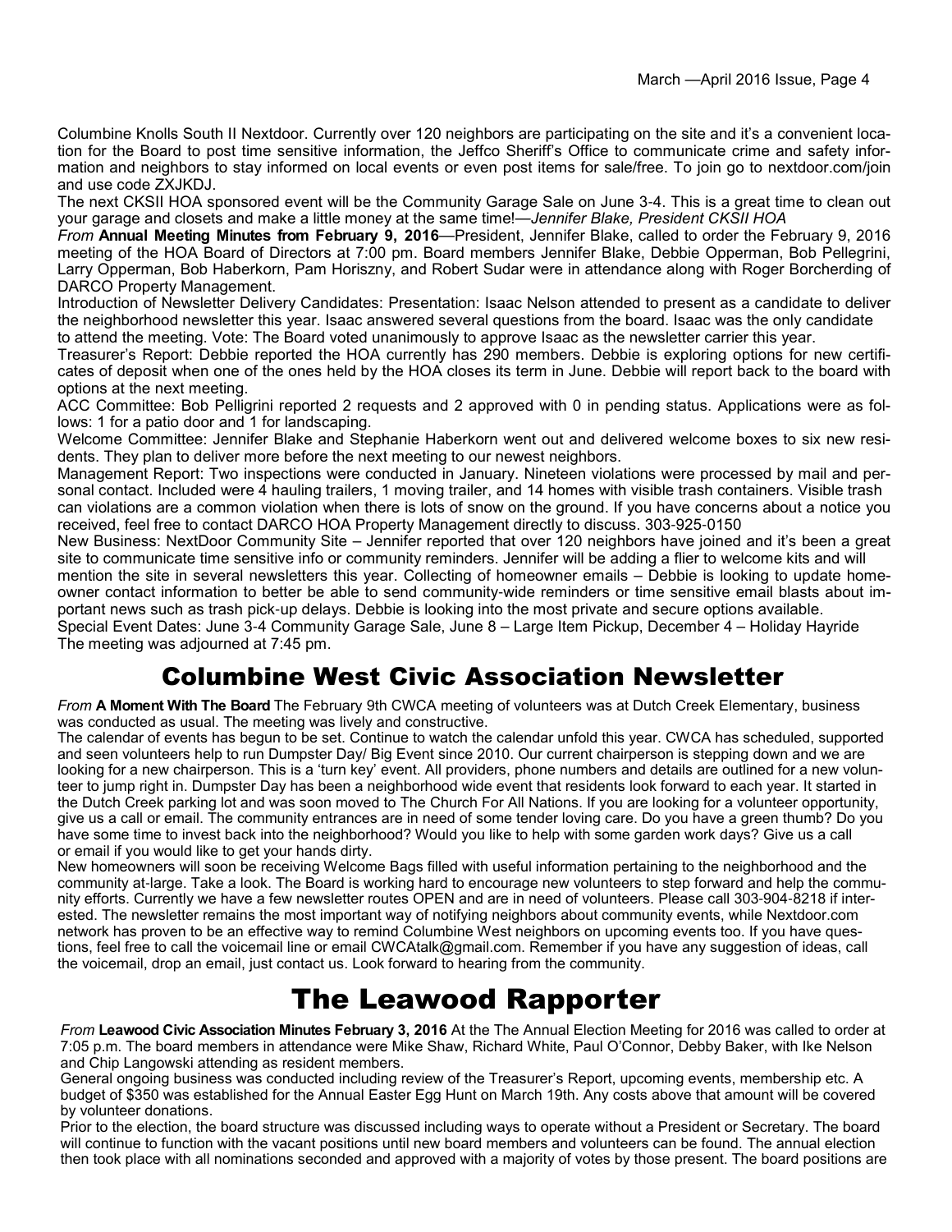Columbine Knolls South II Nextdoor. Currently over 120 neighbors are participating on the site and it's a convenient location for the Board to post time sensitive information, the Jeffco Sheriff's Office to communicate crime and safety information and neighbors to stay informed on local events or even post items for sale/free. To join go to nextdoor.com/join and use code ZXJKDJ.

The next CKSII HOA sponsored event will be the Community Garage Sale on June 3-4. This is a great time to clean out your garage and closets and make a little money at the same time!—*Jennifer Blake, President CKSII HOA*

*From* **Annual Meeting Minutes from February 9, 2016**—President, Jennifer Blake, called to order the February 9, 2016 meeting of the HOA Board of Directors at 7:00 pm. Board members Jennifer Blake, Debbie Opperman, Bob Pellegrini, Larry Opperman, Bob Haberkorn, Pam Horiszny, and Robert Sudar were in attendance along with Roger Borcherding of DARCO Property Management.

Introduction of Newsletter Delivery Candidates: Presentation: Isaac Nelson attended to present as a candidate to deliver the neighborhood newsletter this year. Isaac answered several questions from the board. Isaac was the only candidate to attend the meeting. Vote: The Board voted unanimously to approve Isaac as the newsletter carrier this year.

Treasurer's Report: Debbie reported the HOA currently has 290 members. Debbie is exploring options for new certificates of deposit when one of the ones held by the HOA closes its term in June. Debbie will report back to the board with options at the next meeting.

ACC Committee: Bob Pelligrini reported 2 requests and 2 approved with 0 in pending status. Applications were as follows: 1 for a patio door and 1 for landscaping.

Welcome Committee: Jennifer Blake and Stephanie Haberkorn went out and delivered welcome boxes to six new residents. They plan to deliver more before the next meeting to our newest neighbors.

Management Report: Two inspections were conducted in January. Nineteen violations were processed by mail and personal contact. Included were 4 hauling trailers, 1 moving trailer, and 14 homes with visible trash containers. Visible trash can violations are a common violation when there is lots of snow on the ground. If you have concerns about a notice you received, feel free to contact DARCO HOA Property Management directly to discuss. 303-925-0150

New Business: NextDoor Community Site – Jennifer reported that over 120 neighbors have joined and it's been a great site to communicate time sensitive info or community reminders. Jennifer will be adding a flier to welcome kits and will mention the site in several newsletters this year. Collecting of homeowner emails – Debbie is looking to update homeowner contact information to better be able to send community-wide reminders or time sensitive email blasts about important news such as trash pick-up delays. Debbie is looking into the most private and secure options available.

Special Event Dates: June 3-4 Community Garage Sale, June 8 – Large Item Pickup, December 4 – Holiday Hayride

The meeting was adjourned at 7:45 pm.

## Columbine West Civic Association Newsletter

*From* **A Moment With The Board** The February 9th CWCA meeting of volunteers was at Dutch Creek Elementary, business was conducted as usual. The meeting was lively and constructive.

The calendar of events has begun to be set. Continue to watch the calendar unfold this year. CWCA has scheduled, supported and seen volunteers help to run Dumpster Day/ Big Event since 2010. Our current chairperson is stepping down and we are looking for a new chairperson. This is a 'turn key' event. All providers, phone numbers and details are outlined for a new volunteer to jump right in. Dumpster Day has been a neighborhood wide event that residents look forward to each year. It started in the Dutch Creek parking lot and was soon moved to The Church For All Nations. If you are looking for a volunteer opportunity, give us a call or email. The community entrances are in need of some tender loving care. Do you have a green thumb? Do you have some time to invest back into the neighborhood? Would you like to help with some garden work days? Give us a call or email if you would like to get your hands dirty.

New homeowners will soon be receiving Welcome Bags filled with useful information pertaining to the neighborhood and the community at-large. Take a look. The Board is working hard to encourage new volunteers to step forward and help the community efforts. Currently we have a few newsletter routes OPEN and are in need of volunteers. Please call 303-904-8218 if interested. The newsletter remains the most important way of notifying neighbors about community events, while Nextdoor.com network has proven to be an effective way to remind Columbine West neighbors on upcoming events too. If you have questions, feel free to call the voicemail line or email CWCAtalk@gmail.com. Remember if you have any suggestion of ideas, call the voicemail, drop an email, just contact us. Look forward to hearing from the community.

## The Leawood Rapporter

*From* **Leawood Civic Association Minutes February 3, 2016** At the The Annual Election Meeting for 2016 was called to order at 7:05 p.m. The board members in attendance were Mike Shaw, Richard White, Paul O'Connor, Debby Baker, with Ike Nelson and Chip Langowski attending as resident members.

General ongoing business was conducted including review of the Treasurer's Report, upcoming events, membership etc. A budget of $350 was established for the Annual Easter Egg Hunt on March 19th. Any costs above that amount will be covered by volunteer donations.

Prior to the election, the board structure was discussed including ways to operate without a President or Secretary. The board will continue to function with the vacant positions until new board members and volunteers can be found. The annual election then took place with all nominations seconded and approved with a majority of votes by those present. The board positions are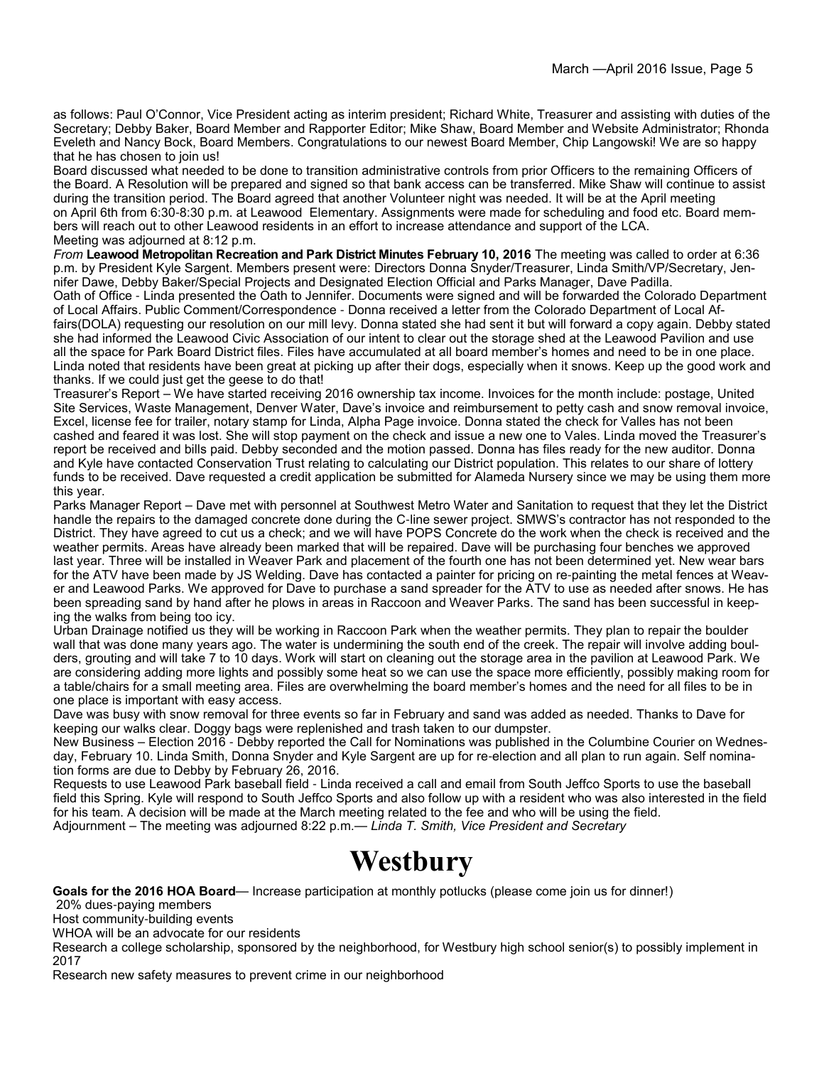as follows: Paul O'Connor, Vice President acting as interim president; Richard White, Treasurer and assisting with duties of the Secretary; Debby Baker, Board Member and Rapporter Editor; Mike Shaw, Board Member and Website Administrator; Rhonda Eveleth and Nancy Bock, Board Members. Congratulations to our newest Board Member, Chip Langowski! We are so happy that he has chosen to join us!

Board discussed what needed to be done to transition administrative controls from prior Officers to the remaining Officers of the Board. A Resolution will be prepared and signed so that bank access can be transferred. Mike Shaw will continue to assist during the transition period. The Board agreed that another Volunteer night was needed. It will be at the April meeting on April 6th from 6:30-8:30 p.m. at Leawood Elementary. Assignments were made for scheduling and food etc. Board members will reach out to other Leawood residents in an effort to increase attendance and support of the LCA.

Meeting was adjourned at 8:12 p.m.

*From* **Leawood Metropolitan Recreation and Park District Minutes February 10, 2016** The meeting was called to order at 6:36 p.m. by President Kyle Sargent. Members present were: Directors Donna Snyder/Treasurer, Linda Smith/VP/Secretary, Jennifer Dawe, Debby Baker/Special Projects and Designated Election Official and Parks Manager, Dave Padilla.

Oath of Office - Linda presented the Oath to Jennifer. Documents were signed and will be forwarded the Colorado Department of Local Affairs. Public Comment/Correspondence - Donna received a letter from the Colorado Department of Local Affairs(DOLA) requesting our resolution on our mill levy. Donna stated she had sent it but will forward a copy again. Debby stated she had informed the Leawood Civic Association of our intent to clear out the storage shed at the Leawood Pavilion and use all the space for Park Board District files. Files have accumulated at all board member's homes and need to be in one place. Linda noted that residents have been great at picking up after their dogs, especially when it snows. Keep up the good work and thanks. If we could just get the geese to do that!

Treasurer's Report – We have started receiving 2016 ownership tax income. Invoices for the month include: postage, United Site Services, Waste Management, Denver Water, Dave's invoice and reimbursement to petty cash and snow removal invoice, Excel, license fee for trailer, notary stamp for Linda, Alpha Page invoice. Donna stated the check for Valles has not been cashed and feared it was lost. She will stop payment on the check and issue a new one to Vales. Linda moved the Treasurer's report be received and bills paid. Debby seconded and the motion passed. Donna has files ready for the new auditor. Donna and Kyle have contacted Conservation Trust relating to calculating our District population. This relates to our share of lottery funds to be received. Dave requested a credit application be submitted for Alameda Nursery since we may be using them more this year.

Parks Manager Report – Dave met with personnel at Southwest Metro Water and Sanitation to request that they let the District handle the repairs to the damaged concrete done during the C-line sewer project. SMWS's contractor has not responded to the District. They have agreed to cut us a check; and we will have POPS Concrete do the work when the check is received and the weather permits. Areas have already been marked that will be repaired. Dave will be purchasing four benches we approved last year. Three will be installed in Weaver Park and placement of the fourth one has not been determined yet. New wear bars for the ATV have been made by JS Welding. Dave has contacted a painter for pricing on re-painting the metal fences at Weaver and Leawood Parks. We approved for Dave to purchase a sand spreader for the ATV to use as needed after snows. He has been spreading sand by hand after he plows in areas in Raccoon and Weaver Parks. The sand has been successful in keeping the walks from being too icy.

Urban Drainage notified us they will be working in Raccoon Park when the weather permits. They plan to repair the boulder wall that was done many years ago. The water is undermining the south end of the creek. The repair will involve adding boulders, grouting and will take 7 to 10 days. Work will start on cleaning out the storage area in the pavilion at Leawood Park. We are considering adding more lights and possibly some heat so we can use the space more efficiently, possibly making room for a table/chairs for a small meeting area. Files are overwhelming the board member's homes and the need for all files to be in one place is important with easy access.

Dave was busy with snow removal for three events so far in February and sand was added as needed. Thanks to Dave for keeping our walks clear. Doggy bags were replenished and trash taken to our dumpster.

New Business – Election 2016 - Debby reported the Call for Nominations was published in the Columbine Courier on Wednesday, February 10. Linda Smith, Donna Snyder and Kyle Sargent are up for re-election and all plan to run again. Self nomination forms are due to Debby by February 26, 2016.

Requests to use Leawood Park baseball field - Linda received a call and email from South Jeffco Sports to use the baseball field this Spring. Kyle will respond to South Jeffco Sports and also follow up with a resident who was also interested in the field for his team. A decision will be made at the March meeting related to the fee and who will be using the field.

Adjournment – The meeting was adjourned 8:22 p.m.— *Linda T. Smith, Vice President and Secretary*

# Westbury

**Goals for the 2016 HOA Board**— Increase participation at monthly potlucks (please come join us for dinner!)

20% dues-paying members

Host community-building events

WHOA will be an advocate for our residents

Research a college scholarship, sponsored by the neighborhood, for Westbury high school senior(s) to possibly implement in 2017

Research new safety measures to prevent crime in our neighborhood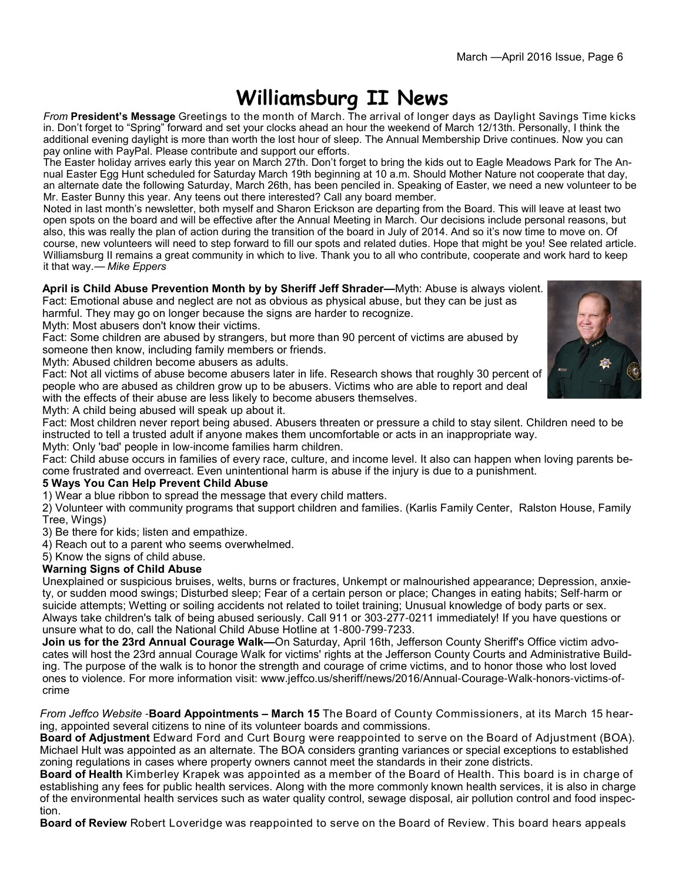# Williamsburg II News

*From* **President's Message** Greetings to the month of March. The arrival of longer days as Daylight Savings Time kicks in. Don't forget to "Spring" forward and set your clocks ahead an hour the weekend of March 12/13th. Personally, I think the additional evening daylight is more than worth the lost hour of sleep. The Annual Membership Drive continues. Now you can pay online with PayPal. Please contribute and support our efforts.

The Easter holiday arrives early this year on March 27th. Don't forget to bring the kids out to Eagle Meadows Park for The Annual Easter Egg Hunt scheduled for Saturday March 19th beginning at 10 a.m. Should Mother Nature not cooperate that day, an alternate date the following Saturday, March 26th, has been penciled in. Speaking of Easter, we need a new volunteer to be Mr. Easter Bunny this year. Any teens out there interested? Call any board member.

Noted in last month's newsletter, both myself and Sharon Erickson are departing from the Board. This will leave at least two open spots on the board and will be effective after the Annual Meeting in March. Our decisions include personal reasons, but also, this was really the plan of action during the transition of the board in July of 2014. And so it's now time to move on. Of course, new volunteers will need to step forward to fill our spots and related duties. Hope that might be you! See related article. Williamsburg II remains a great community in which to live. Thank you to all who contribute, cooperate and work hard to keep it that way.— *Mike Eppers*

**April is Child Abuse Prevention Month by by Sheriff Jeff Shrader—**Myth: Abuse is always violent.

Fact: Emotional abuse and neglect are not as obvious as physical abuse, but they can be just as harmful. They may go on longer because the signs are harder to recognize.

Myth: Most abusers don't know their victims.

Fact: Some children are abused by strangers, but more than 90 percent of victims are abused by someone then know, including family members or friends.

Myth: Abused children become abusers as adults.

Fact: Not all victims of abuse become abusers later in life. Research shows that roughly 30 percent of people who are abused as children grow up to be abusers. Victims who are able to report and deal with the effects of their abuse are less likely to become abusers themselves.

Myth: A child being abused will speak up about it.

Fact: Most children never report being abused. Abusers threaten or pressure a child to stay silent. Children need to be instructed to tell a trusted adult if anyone makes them uncomfortable or acts in an inappropriate way.

Myth: Only 'bad' people in low-income families harm children.

Fact: Child abuse occurs in families of every race, culture, and income level. It also can happen when loving parents become frustrated and overreact. Even unintentional harm is abuse if the injury is due to a punishment.

**5 Ways You Can Help Prevent Child Abuse**

1) Wear a blue ribbon to spread the message that every child matters.

2) Volunteer with community programs that support children and families. (Karlis Family Center, Ralston House, Family Tree, Wings)

3) Be there for kids; listen and empathize.

4) Reach out to a parent who seems overwhelmed.

5) Know the signs of child abuse.

**Warning Signs of Child Abuse**

Unexplained or suspicious bruises, welts, burns or fractures, Unkempt or malnourished appearance; Depression, anxiety, or sudden mood swings; Disturbed sleep; Fear of a certain person or place; Changes in eating habits; Self-harm or suicide attempts; Wetting or soiling accidents not related to toilet training; Unusual knowledge of body parts or sex. Always take children's talk of being abused seriously. Call 911 or 303-277-0211 immediately! If you have questions or unsure what to do, call the National Child Abuse Hotline at 1-800-799-7233.

**Join us for the 23rd Annual Courage Walk—**On Saturday, April 16th, Jefferson County Sheriff's Office victim advocates will host the 23rd annual Courage Walk for victims' rights at the Jefferson County Courts and Administrative Building. The purpose of the walk is to honor the strength and courage of crime victims, and to honor those who lost loved ones to violence. For more information visit: www.jeffco.us/sheriff/news/2016/Annual-Courage-Walk-honors-victims-of-crime

*From Jeffco Website* -**Board Appointments – March 15** The Board of County Commissioners, at its March 15 hearing, appointed several citizens to nine of its volunteer boards and commissions.

**Board of Adjustment** Edward Ford and Curt Bourg were reappointed to serve on the Board of Adjustment (BOA). Michael Hult was appointed as an alternate. The BOA considers granting variances or special exceptions to established zoning regulations in cases where property owners cannot meet the standards in their zone districts.

**Board of Health** Kimberley Krapek was appointed as a member of the Board of Health. This board is in charge of establishing any fees for public health services. Along with the more commonly known health services, it is also in charge of the environmental health services such as water quality control, sewage disposal, air pollution control and food inspection.

**Board of Review** Robert Loveridge was reappointed to serve on the Board of Review. This board hears appeals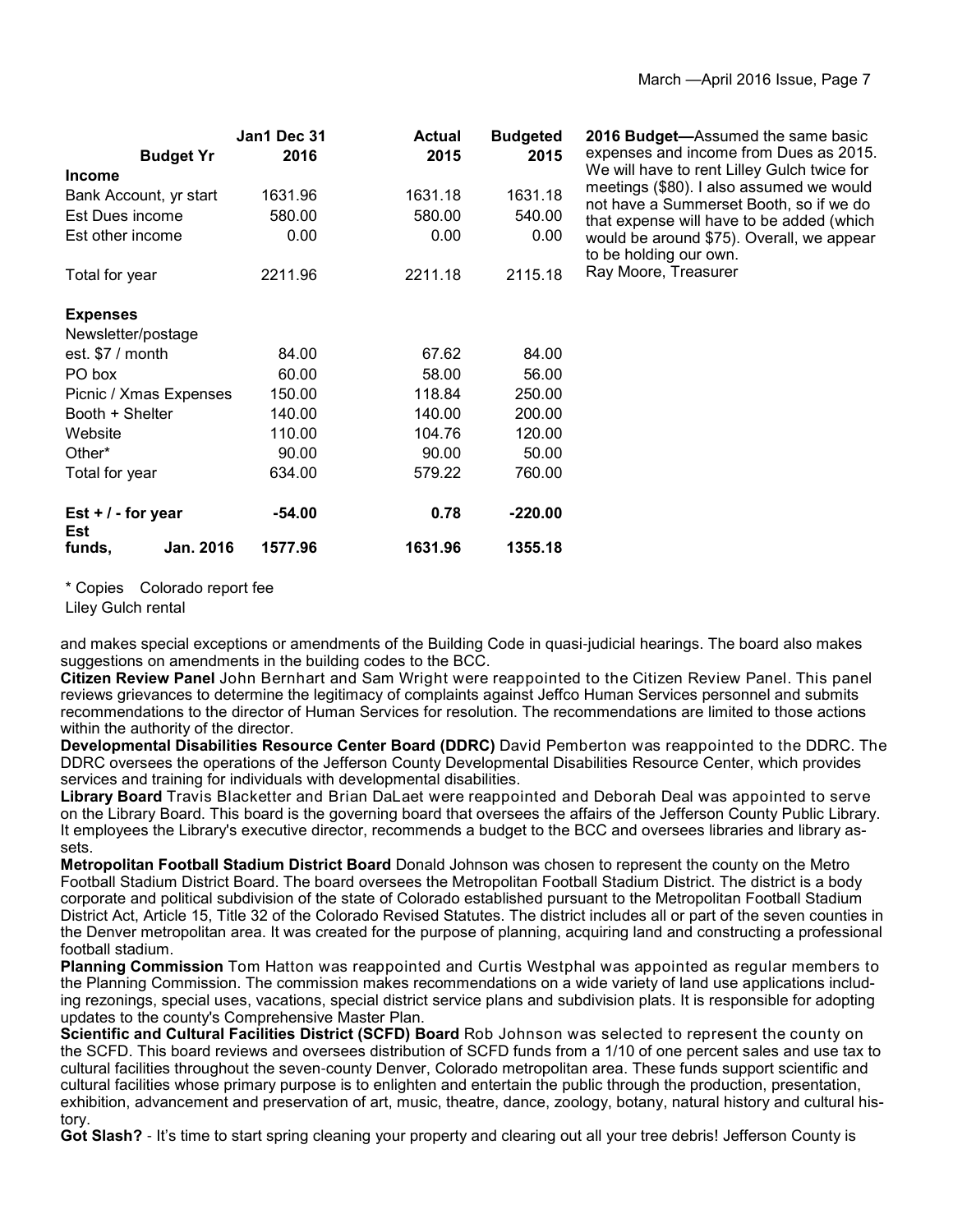| Budget Yr | Jan1 Dec 31 2016 | Actual 2015 | Budgeted 2015 |
|---|---|---|---|
| **Income** | | | |
| Bank Account, yr start | 1631.96 | 1631.18 | 1631.18 |
| Est Dues income | 580.00 | 580.00 | 540.00 |
| Est other income | 0.00 | 0.00 | 0.00 |
| Total for year | 2211.96 | 2211.18 | 2115.18 |
| **Expenses** | | | |
| Newsletter/postage est. $7 / month | 84.00 | 67.62 | 84.00 |
| PO box | 60.00 | 58.00 | 56.00 |
| Picnic / Xmas Expenses | 150.00 | 118.84 | 250.00 |
| Booth + Shelter | 140.00 | 140.00 | 200.00 |
| Website | 110.00 | 104.76 | 120.00 |
| Other* | 90.00 | 90.00 | 50.00 |
| Total for year | 634.00 | 579.22 | 760.00 |
| **Est + / - for year** | **-54.00** | **0.78** | **-220.00** |
| **Est funds, Jan. 2016** | **1577.96** | **1631.96** | **1355.18** |

\* Copies Colorado report fee
Liley Gulch rental

**2016 Budget—**Assumed the same basic expenses and income from Dues as 2015. We will have to rent Lilley Gulch twice for meetings ($80). I also assumed we would not have a Summerset Booth, so if we do that expense will have to be added (which would be around $75). Overall, we appear to be holding our own.
Ray Moore, Treasurer

and makes special exceptions or amendments of the Building Code in quasi-judicial hearings. The board also makes suggestions on amendments in the building codes to the BCC.

**Citizen Review Panel** John Bernhart and Sam Wright were reappointed to the Citizen Review Panel. This panel reviews grievances to determine the legitimacy of complaints against Jeffco Human Services personnel and submits recommendations to the director of Human Services for resolution. The recommendations are limited to those actions within the authority of the director.

**Developmental Disabilities Resource Center Board (DDRC)** David Pemberton was reappointed to the DDRC. The DDRC oversees the operations of the Jefferson County Developmental Disabilities Resource Center, which provides services and training for individuals with developmental disabilities.

**Library Board** Travis Blacketter and Brian DaLaet were reappointed and Deborah Deal was appointed to serve on the Library Board. This board is the governing board that oversees the affairs of the Jefferson County Public Library. It employees the Library's executive director, recommends a budget to the BCC and oversees libraries and library assets.

**Metropolitan Football Stadium District Board** Donald Johnson was chosen to represent the county on the Metro Football Stadium District Board. The board oversees the Metropolitan Football Stadium District. The district is a body corporate and political subdivision of the state of Colorado established pursuant to the Metropolitan Football Stadium District Act, Article 15, Title 32 of the Colorado Revised Statutes. The district includes all or part of the seven counties in the Denver metropolitan area. It was created for the purpose of planning, acquiring land and constructing a professional football stadium.

**Planning Commission** Tom Hatton was reappointed and Curtis Westphal was appointed as regular members to the Planning Commission. The commission makes recommendations on a wide variety of land use applications including rezonings, special uses, vacations, special district service plans and subdivision plats. It is responsible for adopting updates to the county's Comprehensive Master Plan.

**Scientific and Cultural Facilities District (SCFD) Board** Rob Johnson was selected to represent the county on the SCFD. This board reviews and oversees distribution of SCFD funds from a 1/10 of one percent sales and use tax to cultural facilities throughout the seven-county Denver, Colorado metropolitan area. These funds support scientific and cultural facilities whose primary purpose is to enlighten and entertain the public through the production, presentation, exhibition, advancement and preservation of art, music, theatre, dance, zoology, botany, natural history and cultural history.

**Got Slash?** - It's time to start spring cleaning your property and clearing out all your tree debris! Jefferson County is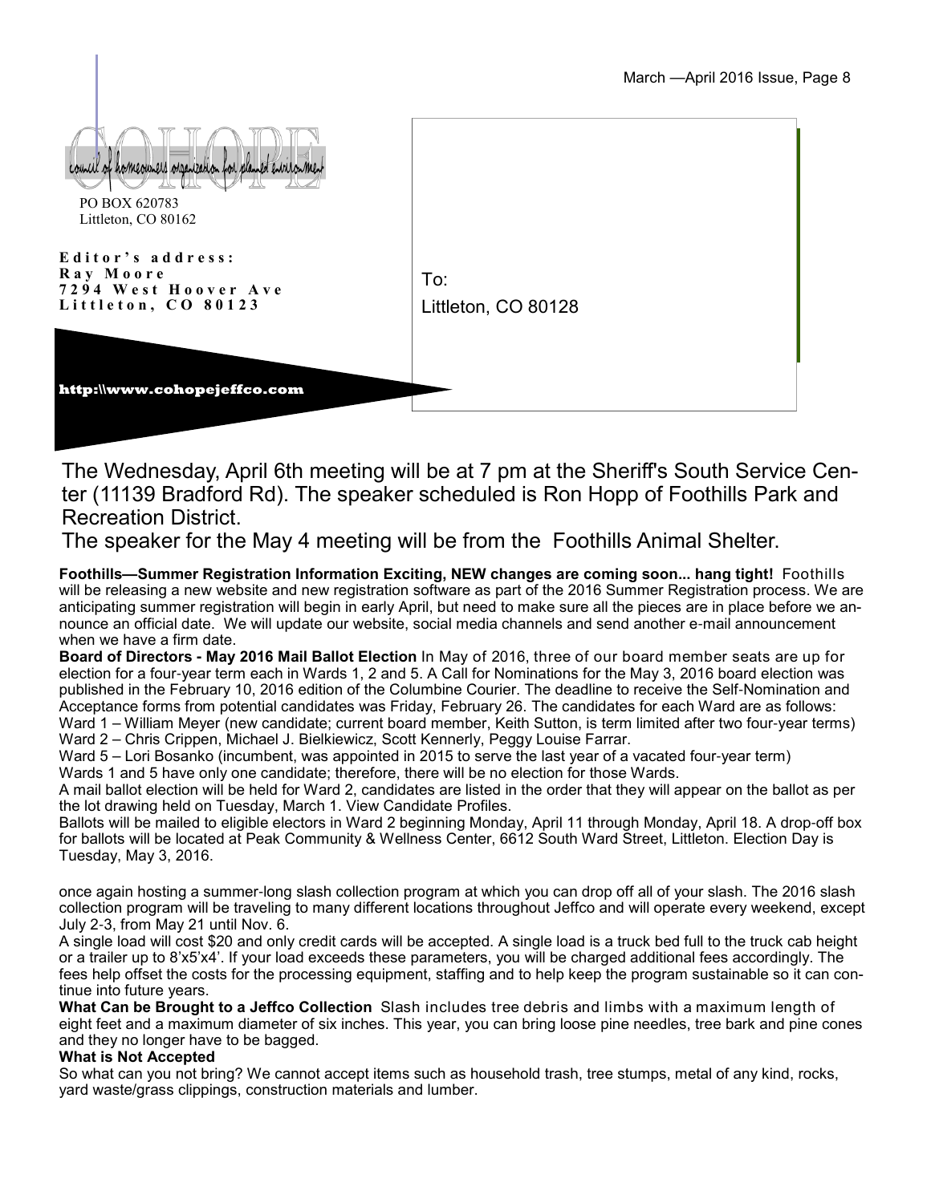COHOPE

council of homeowners organization for planned environment

PO BOX 620783
Littleton, CO 80162

**Editor's address:**
**Ray Moore**
**7294 West Hoover Ave**
**Littleton, CO 80123**

**http:\\www.cohopejeffco.com**

To:

Littleton, CO 80128

The Wednesday, April 6th meeting will be at 7 pm at the Sheriff's South Service Center (11139 Bradford Rd). The speaker scheduled is Ron Hopp of Foothills Park and Recreation District.

The speaker for the May 4 meeting will be from the Foothills Animal Shelter.

**Foothills—Summer Registration Information Exciting, NEW changes are coming soon... hang tight!** Foothills will be releasing a new website and new registration software as part of the 2016 Summer Registration process. We are anticipating summer registration will begin in early April, but need to make sure all the pieces are in place before we announce an official date. We will update our website, social media channels and send another e-mail announcement when we have a firm date.

**Board of Directors - May 2016 Mail Ballot Election** In May of 2016, three of our board member seats are up for election for a four-year term each in Wards 1, 2 and 5. A Call for Nominations for the May 3, 2016 board election was published in the February 10, 2016 edition of the Columbine Courier. The deadline to receive the Self-Nomination and Acceptance forms from potential candidates was Friday, February 26. The candidates for each Ward are as follows:

Ward 1 – William Meyer (new candidate; current board member, Keith Sutton, is term limited after two four-year terms)

Ward 2 – Chris Crippen, Michael J. Bielkiewicz, Scott Kennerly, Peggy Louise Farrar.

Ward 5 – Lori Bosanko (incumbent, was appointed in 2015 to serve the last year of a vacated four-year term)

Wards 1 and 5 have only one candidate; therefore, there will be no election for those Wards.

A mail ballot election will be held for Ward 2, candidates are listed in the order that they will appear on the ballot as per the lot drawing held on Tuesday, March 1. View Candidate Profiles.

Ballots will be mailed to eligible electors in Ward 2 beginning Monday, April 11 through Monday, April 18. A drop-off box for ballots will be located at Peak Community & Wellness Center, 6612 South Ward Street, Littleton. Election Day is Tuesday, May 3, 2016.

once again hosting a summer-long slash collection program at which you can drop off all of your slash. The 2016 slash collection program will be traveling to many different locations throughout Jeffco and will operate every weekend, except July 2-3, from May 21 until Nov. 6.

A single load will cost $20 and only credit cards will be accepted. A single load is a truck bed full to the truck cab height or a trailer up to 8'x5'x4'. If your load exceeds these parameters, you will be charged additional fees accordingly. The fees help offset the costs for the processing equipment, staffing and to help keep the program sustainable so it can continue into future years.

**What Can be Brought to a Jeffco Collection** Slash includes tree debris and limbs with a maximum length of eight feet and a maximum diameter of six inches. This year, you can bring loose pine needles, tree bark and pine cones and they no longer have to be bagged.

**What is Not Accepted**

So what can you not bring? We cannot accept items such as household trash, tree stumps, metal of any kind, rocks, yard waste/grass clippings, construction materials and lumber.